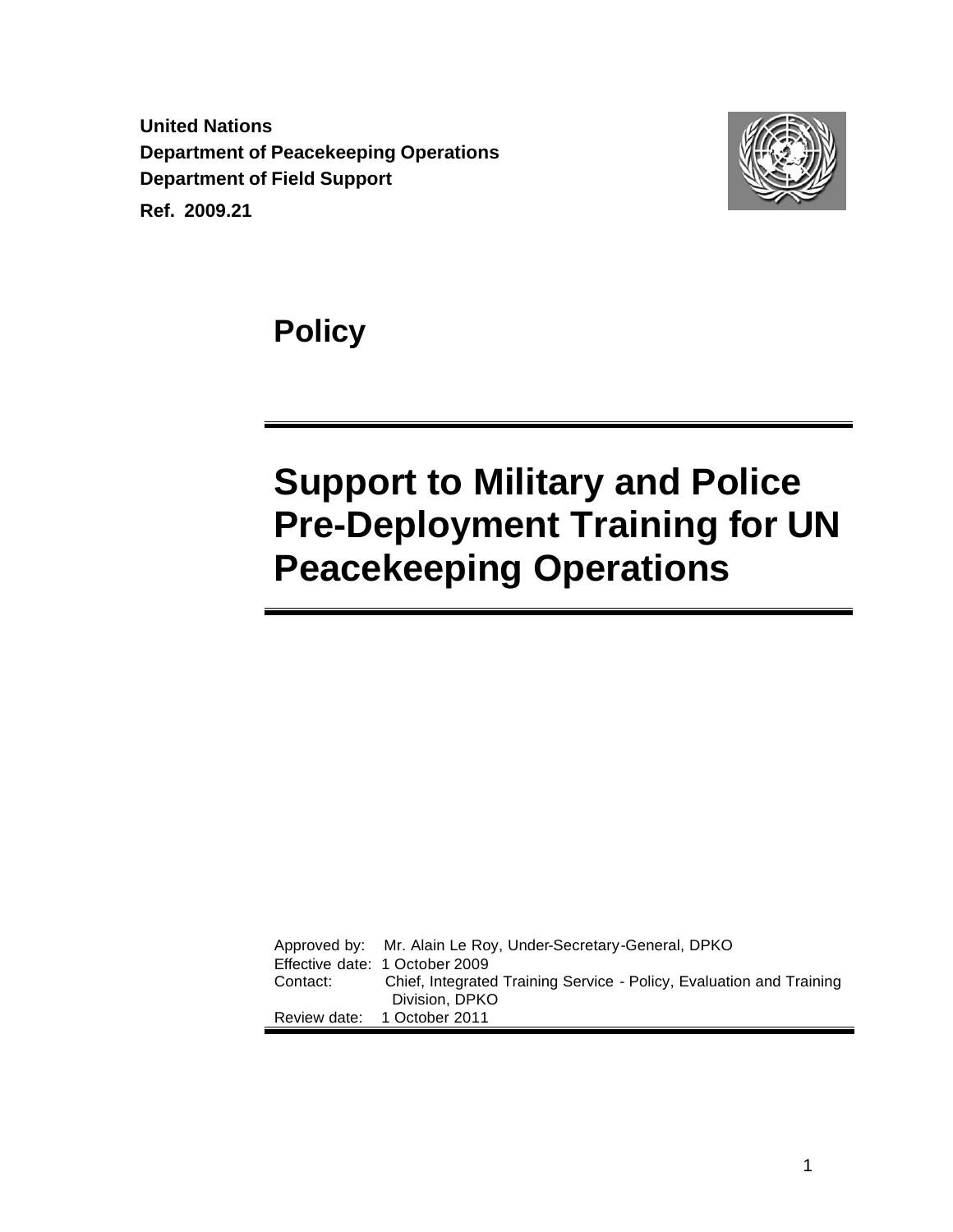**United Nations**
**Department of Peacekeeping Operations**
**Department of Field Support**
**Ref. 2009.21**

# Policy

# Support to Military and Police Pre-Deployment Training for UN Peacekeeping Operations

Approved by: Mr. Alain Le Roy, Under-Secretary-General, DPKO
Effective date: 1 October 2009
Contact: Chief, Integrated Training Service - Policy, Evaluation and Training Division, DPKO
Review date: 1 October 2011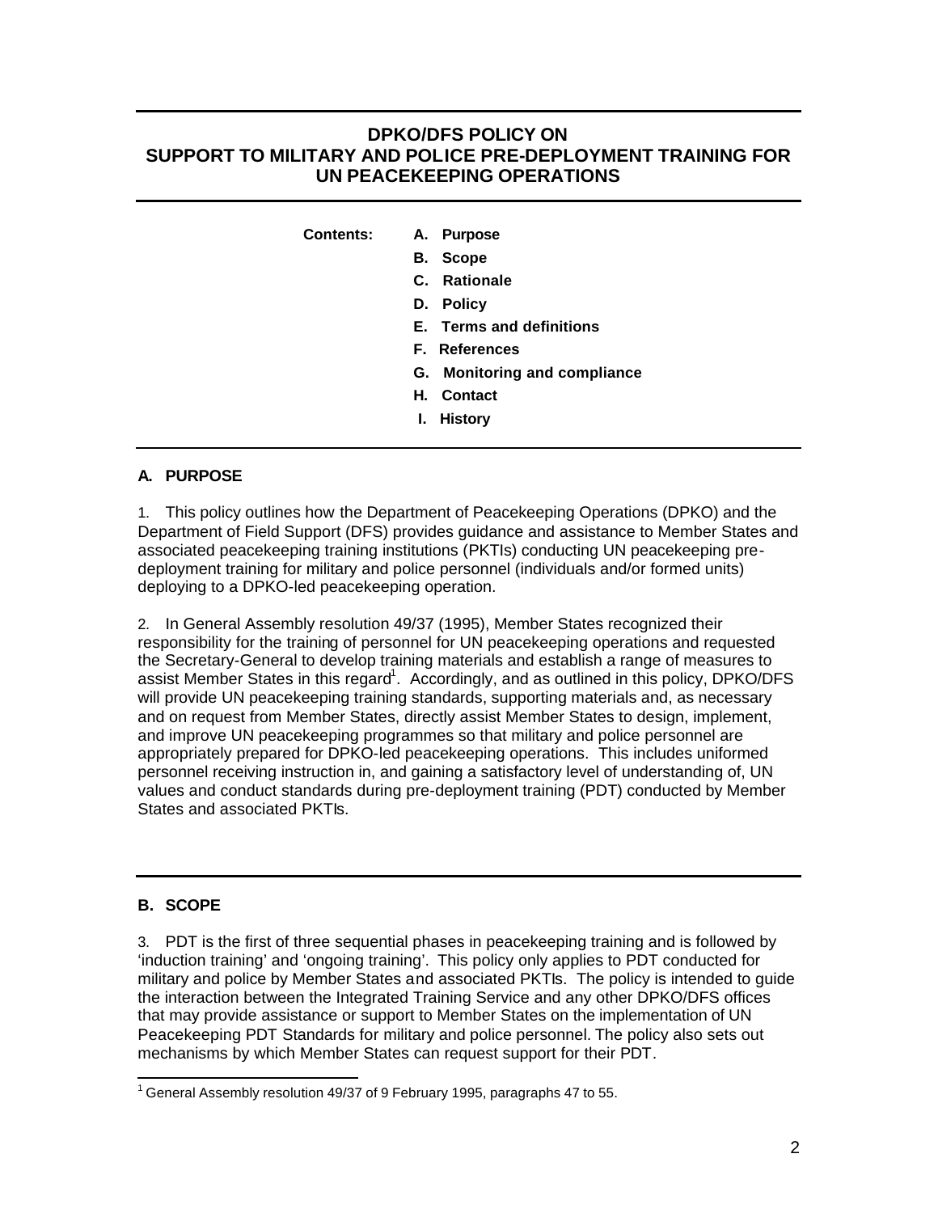# DPKO/DFS POLICY ON SUPPORT TO MILITARY AND POLICE PRE-DEPLOYMENT TRAINING FOR UN PEACEKEEPING OPERATIONS

**Contents:**

- **A. Purpose**
- **B. Scope**
- **C. Rationale**
- **D. Policy**
- **E. Terms and definitions**
- **F. References**
- **G. Monitoring and compliance**
- **H. Contact**
- **I. History**

## A. PURPOSE

1. This policy outlines how the Department of Peacekeeping Operations (DPKO) and the Department of Field Support (DFS) provides guidance and assistance to Member States and associated peacekeeping training institutions (PKTIs) conducting UN peacekeeping pre-deployment training for military and police personnel (individuals and/or formed units) deploying to a DPKO-led peacekeeping operation.

2. In General Assembly resolution 49/37 (1995), Member States recognized their responsibility for the training of personnel for UN peacekeeping operations and requested the Secretary-General to develop training materials and establish a range of measures to assist Member States in this regard[1]. Accordingly, and as outlined in this policy, DPKO/DFS will provide UN peacekeeping training standards, supporting materials and, as necessary and on request from Member States, directly assist Member States to design, implement, and improve UN peacekeeping programmes so that military and police personnel are appropriately prepared for DPKO-led peacekeeping operations. This includes uniformed personnel receiving instruction in, and gaining a satisfactory level of understanding of, UN values and conduct standards during pre-deployment training (PDT) conducted by Member States and associated PKTIs.

## B. SCOPE

3. PDT is the first of three sequential phases in peacekeeping training and is followed by 'induction training' and 'ongoing training'. This policy only applies to PDT conducted for military and police by Member States and associated PKTIs. The policy is intended to guide the interaction between the Integrated Training Service and any other DPKO/DFS offices that may provide assistance or support to Member States on the implementation of UN Peacekeeping PDT Standards for military and police personnel. The policy also sets out mechanisms by which Member States can request support for their PDT.

[1] General Assembly resolution 49/37 of 9 February 1995, paragraphs 47 to 55.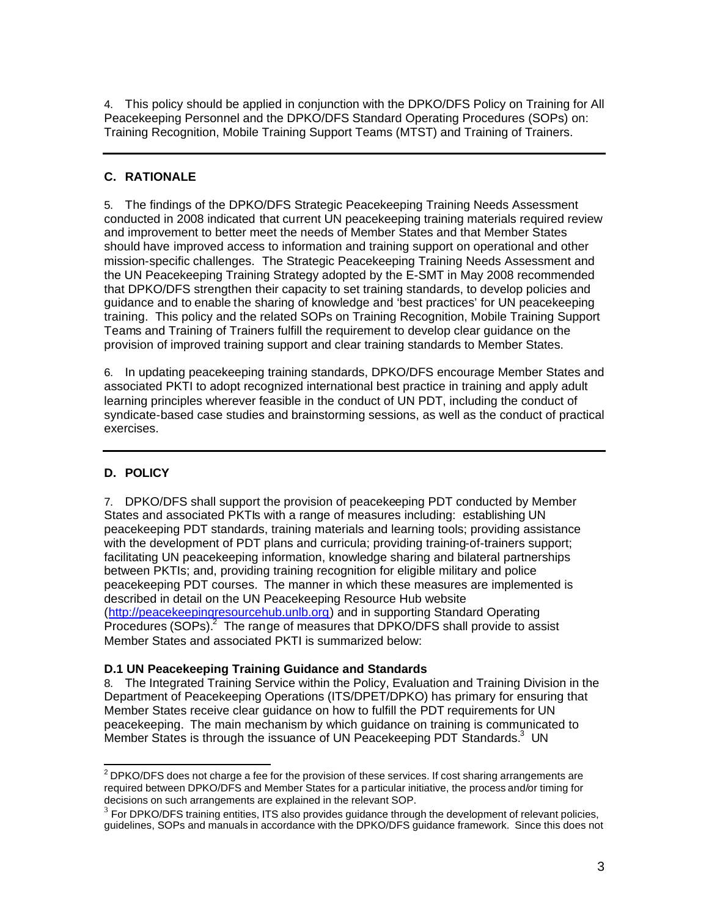4. This policy should be applied in conjunction with the DPKO/DFS Policy on Training for All Peacekeeping Personnel and the DPKO/DFS Standard Operating Procedures (SOPs) on: Training Recognition, Mobile Training Support Teams (MTST) and Training of Trainers.

## C. RATIONALE

5. The findings of the DPKO/DFS Strategic Peacekeeping Training Needs Assessment conducted in 2008 indicated that current UN peacekeeping training materials required review and improvement to better meet the needs of Member States and that Member States should have improved access to information and training support on operational and other mission-specific challenges. The Strategic Peacekeeping Training Needs Assessment and the UN Peacekeeping Training Strategy adopted by the E-SMT in May 2008 recommended that DPKO/DFS strengthen their capacity to set training standards, to develop policies and guidance and to enable the sharing of knowledge and 'best practices' for UN peacekeeping training. This policy and the related SOPs on Training Recognition, Mobile Training Support Teams and Training of Trainers fulfill the requirement to develop clear guidance on the provision of improved training support and clear training standards to Member States.

6. In updating peacekeeping training standards, DPKO/DFS encourage Member States and associated PKTI to adopt recognized international best practice in training and apply adult learning principles wherever feasible in the conduct of UN PDT, including the conduct of syndicate-based case studies and brainstorming sessions, as well as the conduct of practical exercises.

## D. POLICY

7. DPKO/DFS shall support the provision of peacekeeping PDT conducted by Member States and associated PKTIs with a range of measures including: establishing UN peacekeeping PDT standards, training materials and learning tools; providing assistance with the development of PDT plans and curricula; providing training-of-trainers support; facilitating UN peacekeeping information, knowledge sharing and bilateral partnerships between PKTIs; and, providing training recognition for eligible military and police peacekeeping PDT courses. The manner in which these measures are implemented is described in detail on the UN Peacekeeping Resource Hub website (http://peacekeepingresourcehub.unlb.org) and in supporting Standard Operating Procedures (SOPs).[2] The range of measures that DPKO/DFS shall provide to assist Member States and associated PKTI is summarized below:

### D.1 UN Peacekeeping Training Guidance and Standards

8. The Integrated Training Service within the Policy, Evaluation and Training Division in the Department of Peacekeeping Operations (ITS/DPET/DPKO) has primary for ensuring that Member States receive clear guidance on how to fulfill the PDT requirements for UN peacekeeping. The main mechanism by which guidance on training is communicated to Member States is through the issuance of UN Peacekeeping PDT Standards.[3] UN

---

[2] DPKO/DFS does not charge a fee for the provision of these services. If cost sharing arrangements are required between DPKO/DFS and Member States for a particular initiative, the process and/or timing for decisions on such arrangements are explained in the relevant SOP.

[3] For DPKO/DFS training entities, ITS also provides guidance through the development of relevant policies, guidelines, SOPs and manuals in accordance with the DPKO/DFS guidance framework. Since this does not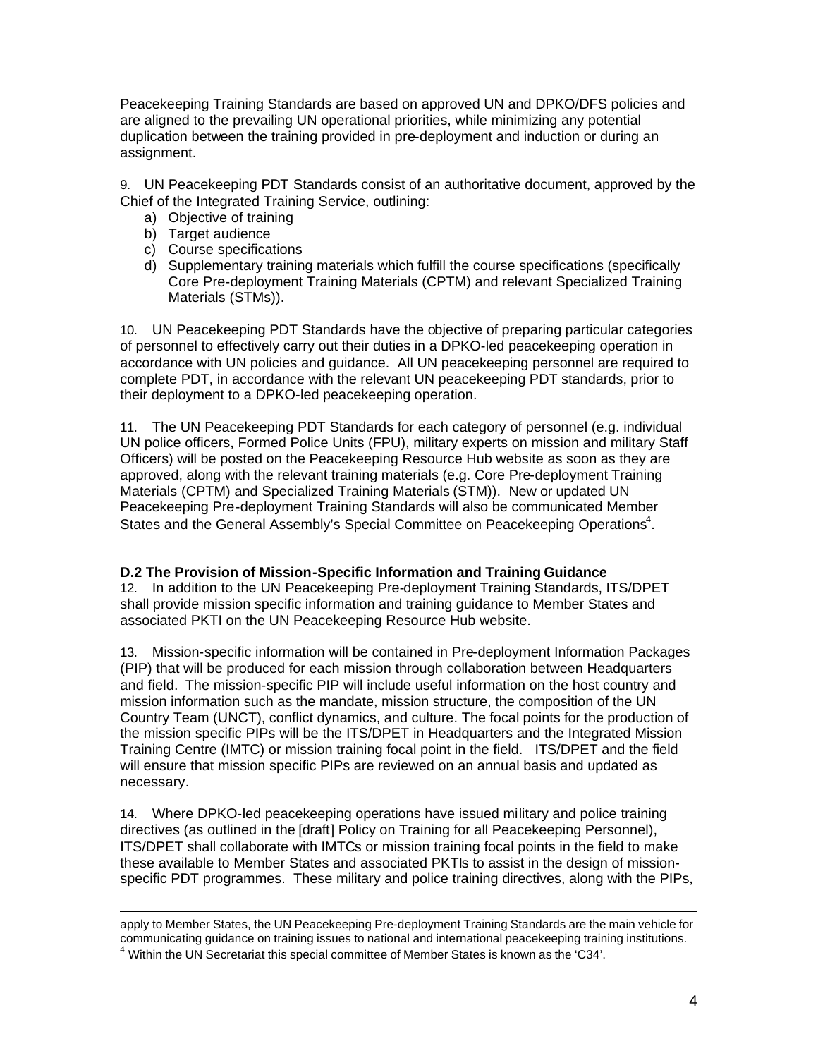Peacekeeping Training Standards are based on approved UN and DPKO/DFS policies and are aligned to the prevailing UN operational priorities, while minimizing any potential duplication between the training provided in pre-deployment and induction or during an assignment.

9. UN Peacekeeping PDT Standards consist of an authoritative document, approved by the Chief of the Integrated Training Service, outlining:

a) Objective of training
b) Target audience
c) Course specifications
d) Supplementary training materials which fulfill the course specifications (specifically Core Pre-deployment Training Materials (CPTM) and relevant Specialized Training Materials (STMs)).

10. UN Peacekeeping PDT Standards have the objective of preparing particular categories of personnel to effectively carry out their duties in a DPKO-led peacekeeping operation in accordance with UN policies and guidance. All UN peacekeeping personnel are required to complete PDT, in accordance with the relevant UN peacekeeping PDT standards, prior to their deployment to a DPKO-led peacekeeping operation.

11. The UN Peacekeeping PDT Standards for each category of personnel (e.g. individual UN police officers, Formed Police Units (FPU), military experts on mission and military Staff Officers) will be posted on the Peacekeeping Resource Hub website as soon as they are approved, along with the relevant training materials (e.g. Core Pre-deployment Training Materials (CPTM) and Specialized Training Materials (STM)). New or updated UN Peacekeeping Pre-deployment Training Standards will also be communicated Member States and the General Assembly's Special Committee on Peacekeeping Operations[4].

**D.2 The Provision of Mission-Specific Information and Training Guidance**

12. In addition to the UN Peacekeeping Pre-deployment Training Standards, ITS/DPET shall provide mission specific information and training guidance to Member States and associated PKTI on the UN Peacekeeping Resource Hub website.

13. Mission-specific information will be contained in Pre-deployment Information Packages (PIP) that will be produced for each mission through collaboration between Headquarters and field. The mission-specific PIP will include useful information on the host country and mission information such as the mandate, mission structure, the composition of the UN Country Team (UNCT), conflict dynamics, and culture. The focal points for the production of the mission specific PIPs will be the ITS/DPET in Headquarters and the Integrated Mission Training Centre (IMTC) or mission training focal point in the field. ITS/DPET and the field will ensure that mission specific PIPs are reviewed on an annual basis and updated as necessary.

14. Where DPKO-led peacekeeping operations have issued military and police training directives (as outlined in the [draft] Policy on Training for all Peacekeeping Personnel), ITS/DPET shall collaborate with IMTCs or mission training focal points in the field to make these available to Member States and associated PKTIs to assist in the design of mission-specific PDT programmes. These military and police training directives, along with the PIPs,

---

apply to Member States, the UN Peacekeeping Pre-deployment Training Standards are the main vehicle for communicating guidance on training issues to national and international peacekeeping training institutions.

[4] Within the UN Secretariat this special committee of Member States is known as the 'C34'.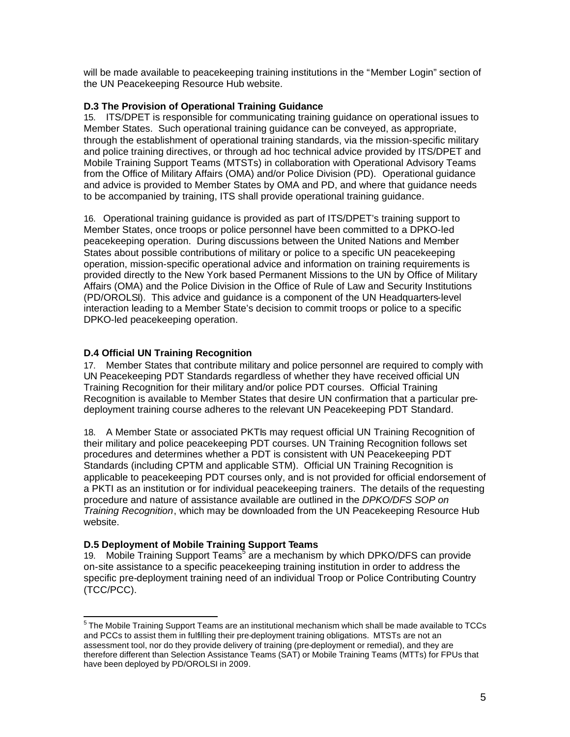will be made available to peacekeeping training institutions in the "Member Login" section of the UN Peacekeeping Resource Hub website.

**D.3 The Provision of Operational Training Guidance**

15. ITS/DPET is responsible for communicating training guidance on operational issues to Member States. Such operational training guidance can be conveyed, as appropriate, through the establishment of operational training standards, via the mission-specific military and police training directives, or through ad hoc technical advice provided by ITS/DPET and Mobile Training Support Teams (MTSTs) in collaboration with Operational Advisory Teams from the Office of Military Affairs (OMA) and/or Police Division (PD). Operational guidance and advice is provided to Member States by OMA and PD, and where that guidance needs to be accompanied by training, ITS shall provide operational training guidance.

16. Operational training guidance is provided as part of ITS/DPET's training support to Member States, once troops or police personnel have been committed to a DPKO-led peacekeeping operation. During discussions between the United Nations and Member States about possible contributions of military or police to a specific UN peacekeeping operation, mission-specific operational advice and information on training requirements is provided directly to the New York based Permanent Missions to the UN by Office of Military Affairs (OMA) and the Police Division in the Office of Rule of Law and Security Institutions (PD/OROLSI). This advice and guidance is a component of the UN Headquarters-level interaction leading to a Member State's decision to commit troops or police to a specific DPKO-led peacekeeping operation.

**D.4 Official UN Training Recognition**

17. Member States that contribute military and police personnel are required to comply with UN Peacekeeping PDT Standards regardless of whether they have received official UN Training Recognition for their military and/or police PDT courses. Official Training Recognition is available to Member States that desire UN confirmation that a particular pre-deployment training course adheres to the relevant UN Peacekeeping PDT Standard.

18. A Member State or associated PKTIs may request official UN Training Recognition of their military and police peacekeeping PDT courses. UN Training Recognition follows set procedures and determines whether a PDT is consistent with UN Peacekeeping PDT Standards (including CPTM and applicable STM). Official UN Training Recognition is applicable to peacekeeping PDT courses only, and is not provided for official endorsement of a PKTI as an institution or for individual peacekeeping trainers. The details of the requesting procedure and nature of assistance available are outlined in the *DPKO/DFS SOP on Training Recognition*, which may be downloaded from the UN Peacekeeping Resource Hub website.

**D.5 Deployment of Mobile Training Support Teams**

19. Mobile Training Support Teams[5] are a mechanism by which DPKO/DFS can provide on-site assistance to a specific peacekeeping training institution in order to address the specific pre-deployment training need of an individual Troop or Police Contributing Country (TCC/PCC).

---

[5] The Mobile Training Support Teams are an institutional mechanism which shall be made available to TCCs and PCCs to assist them in fulfilling their pre-deployment training obligations. MTSTs are not an assessment tool, nor do they provide delivery of training (pre-deployment or remedial), and they are therefore different than Selection Assistance Teams (SAT) or Mobile Training Teams (MTTs) for FPUs that have been deployed by PD/OROLSI in 2009.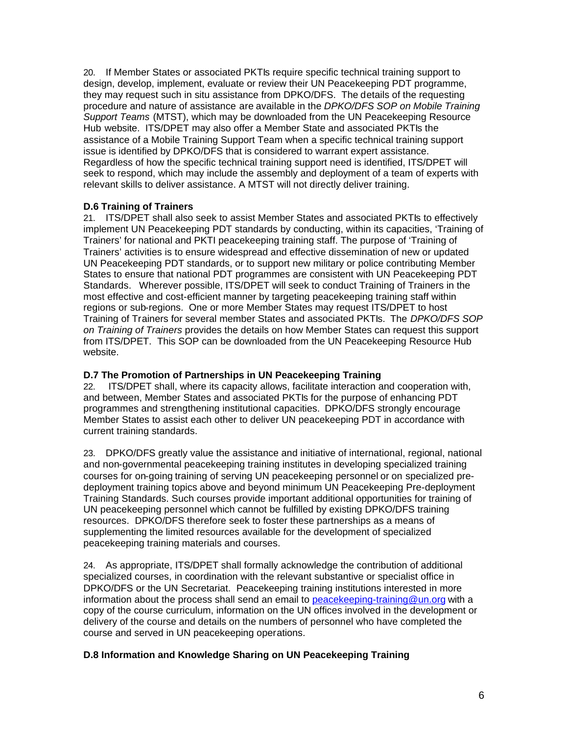20. If Member States or associated PKTIs require specific technical training support to design, develop, implement, evaluate or review their UN Peacekeeping PDT programme, they may request such in situ assistance from DPKO/DFS. The details of the requesting procedure and nature of assistance are available in the *DPKO/DFS SOP on Mobile Training Support Teams* (MTST), which may be downloaded from the UN Peacekeeping Resource Hub website. ITS/DPET may also offer a Member State and associated PKTIs the assistance of a Mobile Training Support Team when a specific technical training support issue is identified by DPKO/DFS that is considered to warrant expert assistance. Regardless of how the specific technical training support need is identified, ITS/DPET will seek to respond, which may include the assembly and deployment of a team of experts with relevant skills to deliver assistance. A MTST will not directly deliver training.

### D.6 Training of Trainers

21. ITS/DPET shall also seek to assist Member States and associated PKTIs to effectively implement UN Peacekeeping PDT standards by conducting, within its capacities, 'Training of Trainers' for national and PKTI peacekeeping training staff. The purpose of 'Training of Trainers' activities is to ensure widespread and effective dissemination of new or updated UN Peacekeeping PDT standards, or to support new military or police contributing Member States to ensure that national PDT programmes are consistent with UN Peacekeeping PDT Standards. Wherever possible, ITS/DPET will seek to conduct Training of Trainers in the most effective and cost-efficient manner by targeting peacekeeping training staff within regions or sub-regions. One or more Member States may request ITS/DPET to host Training of Trainers for several member States and associated PKTIs. The *DPKO/DFS SOP on Training of Trainers* provides the details on how Member States can request this support from ITS/DPET. This SOP can be downloaded from the UN Peacekeeping Resource Hub website.

### D.7 The Promotion of Partnerships in UN Peacekeeping Training

22. ITS/DPET shall, where its capacity allows, facilitate interaction and cooperation with, and between, Member States and associated PKTIs for the purpose of enhancing PDT programmes and strengthening institutional capacities. DPKO/DFS strongly encourage Member States to assist each other to deliver UN peacekeeping PDT in accordance with current training standards.

23. DPKO/DFS greatly value the assistance and initiative of international, regional, national and non-governmental peacekeeping training institutes in developing specialized training courses for on-going training of serving UN peacekeeping personnel or on specialized pre-deployment training topics above and beyond minimum UN Peacekeeping Pre-deployment Training Standards. Such courses provide important additional opportunities for training of UN peacekeeping personnel which cannot be fulfilled by existing DPKO/DFS training resources. DPKO/DFS therefore seek to foster these partnerships as a means of supplementing the limited resources available for the development of specialized peacekeeping training materials and courses.

24. As appropriate, ITS/DPET shall formally acknowledge the contribution of additional specialized courses, in coordination with the relevant substantive or specialist office in DPKO/DFS or the UN Secretariat. Peacekeeping training institutions interested in more information about the process shall send an email to peacekeeping-training@un.org with a copy of the course curriculum, information on the UN offices involved in the development or delivery of the course and details on the numbers of personnel who have completed the course and served in UN peacekeeping operations.

### D.8 Information and Knowledge Sharing on UN Peacekeeping Training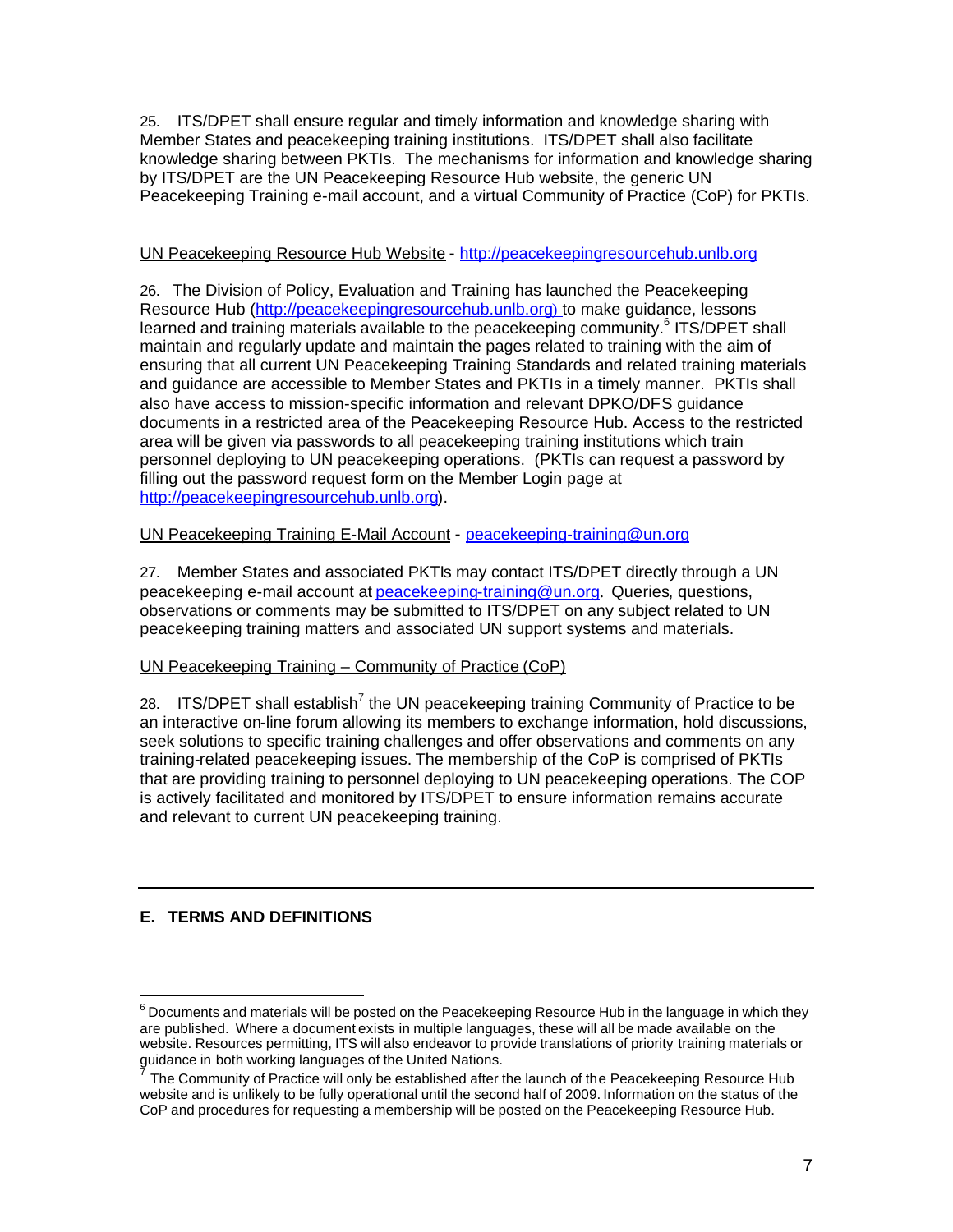25. ITS/DPET shall ensure regular and timely information and knowledge sharing with Member States and peacekeeping training institutions. ITS/DPET shall also facilitate knowledge sharing between PKTIs. The mechanisms for information and knowledge sharing by ITS/DPET are the UN Peacekeeping Resource Hub website, the generic UN Peacekeeping Training e-mail account, and a virtual Community of Practice (CoP) for PKTIs.

UN Peacekeeping Resource Hub Website - http://peacekeepingresourcehub.unlb.org

26. The Division of Policy, Evaluation and Training has launched the Peacekeeping Resource Hub (http://peacekeepingresourcehub.unlb.org) to make guidance, lessons learned and training materials available to the peacekeeping community.[6] ITS/DPET shall maintain and regularly update and maintain the pages related to training with the aim of ensuring that all current UN Peacekeeping Training Standards and related training materials and guidance are accessible to Member States and PKTIs in a timely manner. PKTIs shall also have access to mission-specific information and relevant DPKO/DFS guidance documents in a restricted area of the Peacekeeping Resource Hub. Access to the restricted area will be given via passwords to all peacekeeping training institutions which train personnel deploying to UN peacekeeping operations. (PKTIs can request a password by filling out the password request form on the Member Login page at http://peacekeepingresourcehub.unlb.org).

UN Peacekeeping Training E-Mail Account - peacekeeping-training@un.org

27. Member States and associated PKTIs may contact ITS/DPET directly through a UN peacekeeping e-mail account at peacekeeping-training@un.org. Queries, questions, observations or comments may be submitted to ITS/DPET on any subject related to UN peacekeeping training matters and associated UN support systems and materials.

UN Peacekeeping Training – Community of Practice (CoP)

28. ITS/DPET shall establish[7] the UN peacekeeping training Community of Practice to be an interactive on-line forum allowing its members to exchange information, hold discussions, seek solutions to specific training challenges and offer observations and comments on any training-related peacekeeping issues. The membership of the CoP is comprised of PKTIs that are providing training to personnel deploying to UN peacekeeping operations. The COP is actively facilitated and monitored by ITS/DPET to ensure information remains accurate and relevant to current UN peacekeeping training.

---

## E. TERMS AND DEFINITIONS

---

[6] Documents and materials will be posted on the Peacekeeping Resource Hub in the language in which they are published. Where a document exists in multiple languages, these will all be made available on the website. Resources permitting, ITS will also endeavor to provide translations of priority training materials or guidance in both working languages of the United Nations.

[7] The Community of Practice will only be established after the launch of the Peacekeeping Resource Hub website and is unlikely to be fully operational until the second half of 2009. Information on the status of the CoP and procedures for requesting a membership will be posted on the Peacekeeping Resource Hub.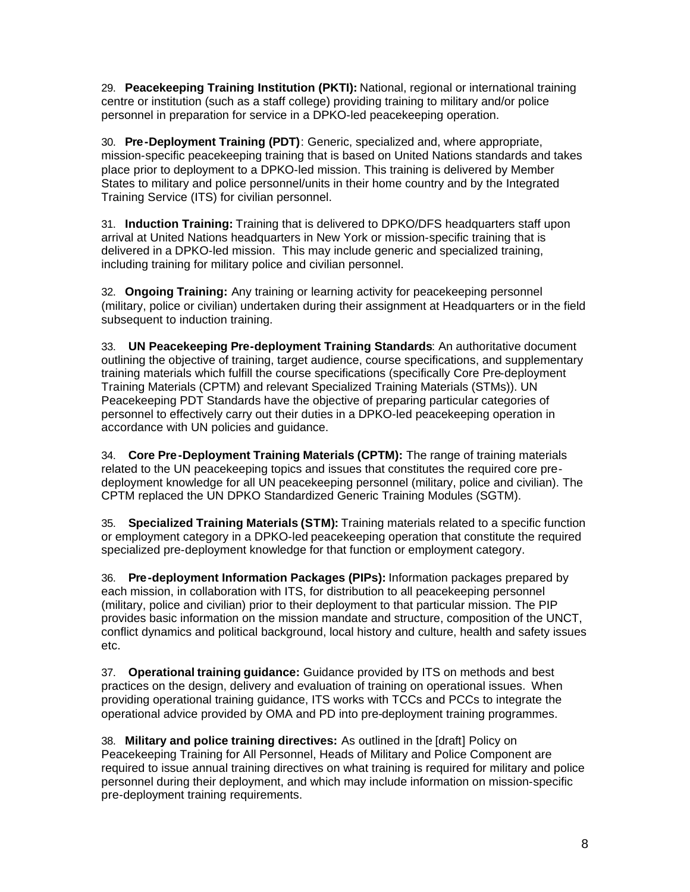29. **Peacekeeping Training Institution (PKTI):** National, regional or international training centre or institution (such as a staff college) providing training to military and/or police personnel in preparation for service in a DPKO-led peacekeeping operation.

30. **Pre-Deployment Training (PDT)**: Generic, specialized and, where appropriate, mission-specific peacekeeping training that is based on United Nations standards and takes place prior to deployment to a DPKO-led mission. This training is delivered by Member States to military and police personnel/units in their home country and by the Integrated Training Service (ITS) for civilian personnel.

31. **Induction Training:** Training that is delivered to DPKO/DFS headquarters staff upon arrival at United Nations headquarters in New York or mission-specific training that is delivered in a DPKO-led mission. This may include generic and specialized training, including training for military police and civilian personnel.

32. **Ongoing Training:** Any training or learning activity for peacekeeping personnel (military, police or civilian) undertaken during their assignment at Headquarters or in the field subsequent to induction training.

33. **UN Peacekeeping Pre-deployment Training Standards**: An authoritative document outlining the objective of training, target audience, course specifications, and supplementary training materials which fulfill the course specifications (specifically Core Pre-deployment Training Materials (CPTM) and relevant Specialized Training Materials (STMs)). UN Peacekeeping PDT Standards have the objective of preparing particular categories of personnel to effectively carry out their duties in a DPKO-led peacekeeping operation in accordance with UN policies and guidance.

34. **Core Pre-Deployment Training Materials (CPTM):** The range of training materials related to the UN peacekeeping topics and issues that constitutes the required core pre-deployment knowledge for all UN peacekeeping personnel (military, police and civilian). The CPTM replaced the UN DPKO Standardized Generic Training Modules (SGTM).

35. **Specialized Training Materials (STM):** Training materials related to a specific function or employment category in a DPKO-led peacekeeping operation that constitute the required specialized pre-deployment knowledge for that function or employment category.

36. **Pre-deployment Information Packages (PIPs):** Information packages prepared by each mission, in collaboration with ITS, for distribution to all peacekeeping personnel (military, police and civilian) prior to their deployment to that particular mission. The PIP provides basic information on the mission mandate and structure, composition of the UNCT, conflict dynamics and political background, local history and culture, health and safety issues etc.

37. **Operational training guidance:** Guidance provided by ITS on methods and best practices on the design, delivery and evaluation of training on operational issues. When providing operational training guidance, ITS works with TCCs and PCCs to integrate the operational advice provided by OMA and PD into pre-deployment training programmes.

38. **Military and police training directives:** As outlined in the [draft] Policy on Peacekeeping Training for All Personnel, Heads of Military and Police Component are required to issue annual training directives on what training is required for military and police personnel during their deployment, and which may include information on mission-specific pre-deployment training requirements.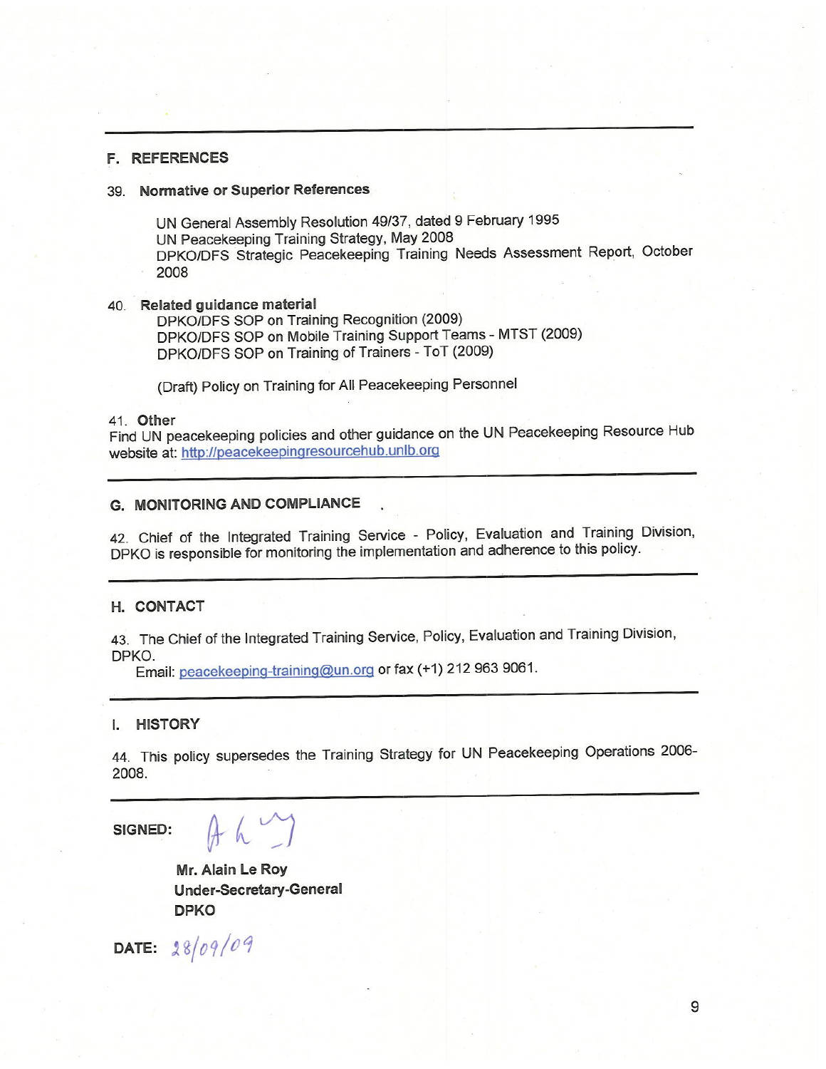## F. REFERENCES

39. **Normative or Superior References**

UN General Assembly Resolution 49/37, dated 9 February 1995
UN Peacekeeping Training Strategy, May 2008
DPKO/DFS Strategic Peacekeeping Training Needs Assessment Report, October 2008

40. **Related guidance material**
DPKO/DFS SOP on Training Recognition (2009)
DPKO/DFS SOP on Mobile Training Support Teams - MTST (2009)
DPKO/DFS SOP on Training of Trainers - ToT (2009)

(Draft) Policy on Training for All Peacekeeping Personnel

41. **Other**
Find UN peacekeeping policies and other guidance on the UN Peacekeeping Resource Hub website at: http://peacekeepingresourcehub.unlb.org

## G. MONITORING AND COMPLIANCE

42. Chief of the Integrated Training Service - Policy, Evaluation and Training Division, DPKO is responsible for monitoring the implementation and adherence to this policy.

## H. CONTACT

43. The Chief of the Integrated Training Service, Policy, Evaluation and Training Division, DPKO.
Email: peacekeeping-training@un.org or fax (+1) 212 963 9061.

## I. HISTORY

44. This policy supersedes the Training Strategy for UN Peacekeeping Operations 2006-2008.

**SIGNED:**

**Mr. Alain Le Roy**
**Under-Secretary-General**
**DPKO**

**DATE:** 28/09/09